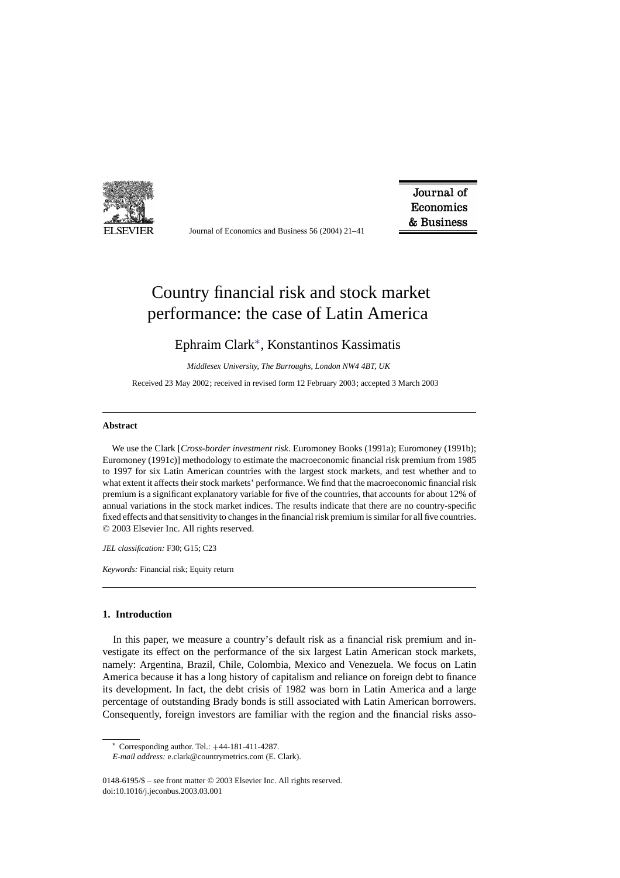# Country financial risk and stock market performance: the case of Latin America

Ephraim Clark*, Konstantinos Kassimatis

*Middlesex University, The Burroughs, London NW4 4BT, UK*

Received 23 May 2002; received in revised form 12 February 2003; accepted 3 March 2003

## Abstract

We use the Clark [*Cross-border investment risk*. Euromoney Books (1991a); Euromoney (1991b); Euromoney (1991c)] methodology to estimate the macroeconomic financial risk premium from 1985 to 1997 for six Latin American countries with the largest stock markets, and test whether and to what extent it affects their stock markets' performance. We find that the macroeconomic financial risk premium is a significant explanatory variable for five of the countries, that accounts for about 12% of annual variations in the stock market indices. The results indicate that there are no country-specific fixed effects and that sensitivity to changes in the financial risk premium is similar for all five countries.
© 2003 Elsevier Inc. All rights reserved.

*JEL classification:* F30; G15; C23

*Keywords:* Financial risk; Equity return

## 1. Introduction

In this paper, we measure a country's default risk as a financial risk premium and investigate its effect on the performance of the six largest Latin American stock markets, namely: Argentina, Brazil, Chile, Colombia, Mexico and Venezuela. We focus on Latin America because it has a long history of capitalism and reliance on foreign debt to finance its development. In fact, the debt crisis of 1982 was born in Latin America and a large percentage of outstanding Brady bonds is still associated with Latin American borrowers. Consequently, foreign investors are familiar with the region and the financial risks asso-

* Corresponding author. Tel.: +44-181-411-4287.
*E-mail address:* e.clark@countrymetrics.com (E. Clark).

0148-6195/$ – see front matter © 2003 Elsevier Inc. All rights reserved.
doi:10.1016/j.jeconbus.2003.03.001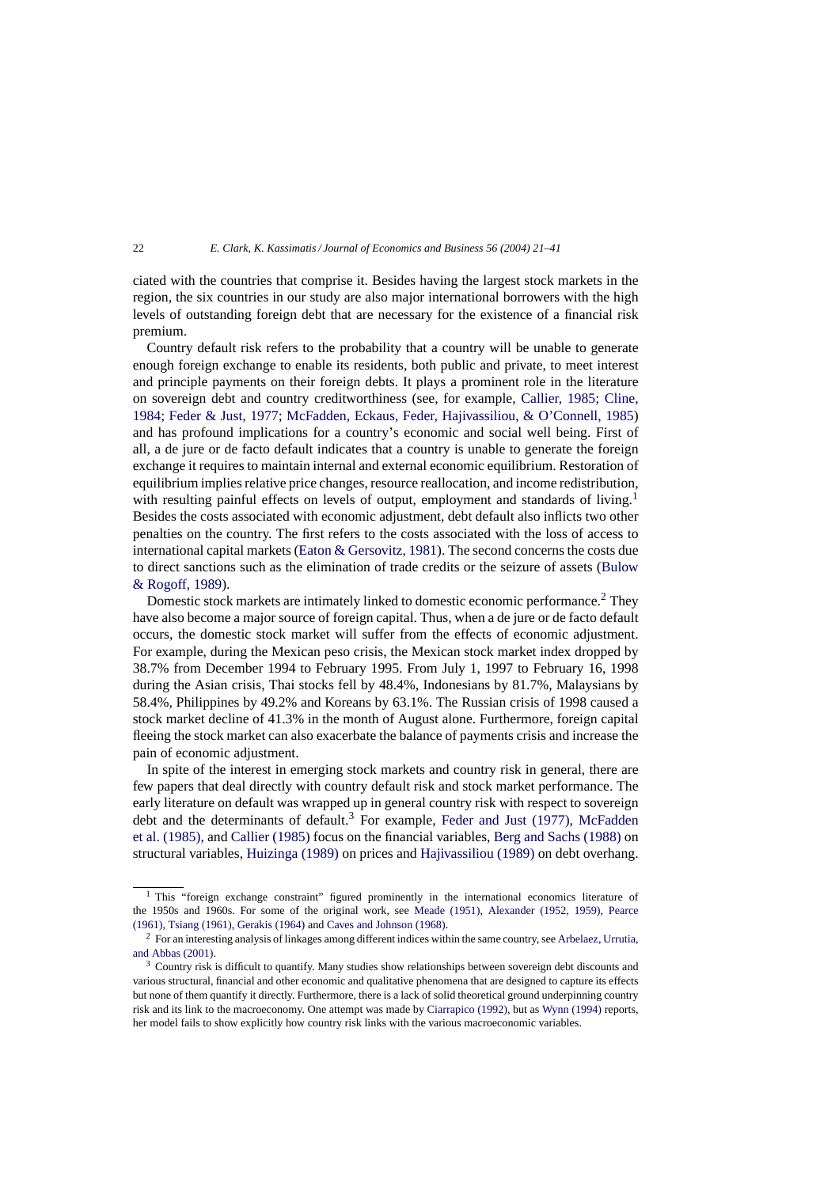ciated with the countries that comprise it. Besides having the largest stock markets in the region, the six countries in our study are also major international borrowers with the high levels of outstanding foreign debt that are necessary for the existence of a financial risk premium.

Country default risk refers to the probability that a country will be unable to generate enough foreign exchange to enable its residents, both public and private, to meet interest and principle payments on their foreign debts. It plays a prominent role in the literature on sovereign debt and country creditworthiness (see, for example, Callier, 1985; Cline, 1984; Feder & Just, 1977; McFadden, Eckaus, Feder, Hajivassiliou, & O'Connell, 1985) and has profound implications for a country's economic and social well being. First of all, a de jure or de facto default indicates that a country is unable to generate the foreign exchange it requires to maintain internal and external economic equilibrium. Restoration of equilibrium implies relative price changes, resource reallocation, and income redistribution, with resulting painful effects on levels of output, employment and standards of living.[1] Besides the costs associated with economic adjustment, debt default also inflicts two other penalties on the country. The first refers to the costs associated with the loss of access to international capital markets (Eaton & Gersovitz, 1981). The second concerns the costs due to direct sanctions such as the elimination of trade credits or the seizure of assets (Bulow & Rogoff, 1989).

Domestic stock markets are intimately linked to domestic economic performance.[2] They have also become a major source of foreign capital. Thus, when a de jure or de facto default occurs, the domestic stock market will suffer from the effects of economic adjustment. For example, during the Mexican peso crisis, the Mexican stock market index dropped by 38.7% from December 1994 to February 1995. From July 1, 1997 to February 16, 1998 during the Asian crisis, Thai stocks fell by 48.4%, Indonesians by 81.7%, Malaysians by 58.4%, Philippines by 49.2% and Koreans by 63.1%. The Russian crisis of 1998 caused a stock market decline of 41.3% in the month of August alone. Furthermore, foreign capital fleeing the stock market can also exacerbate the balance of payments crisis and increase the pain of economic adjustment.

In spite of the interest in emerging stock markets and country risk in general, there are few papers that deal directly with country default risk and stock market performance. The early literature on default was wrapped up in general country risk with respect to sovereign debt and the determinants of default.[3] For example, Feder and Just (1977), McFadden et al. (1985), and Callier (1985) focus on the financial variables, Berg and Sachs (1988) on structural variables, Huizinga (1989) on prices and Hajivassiliou (1989) on debt overhang.

[1] This "foreign exchange constraint" figured prominently in the international economics literature of the 1950s and 1960s. For some of the original work, see Meade (1951), Alexander (1952, 1959), Pearce (1961), Tsiang (1961), Gerakis (1964) and Caves and Johnson (1968).

[2] For an interesting analysis of linkages among different indices within the same country, see Arbelaez, Urrutia, and Abbas (2001).

[3] Country risk is difficult to quantify. Many studies show relationships between sovereign debt discounts and various structural, financial and other economic and qualitative phenomena that are designed to capture its effects but none of them quantify it directly. Furthermore, there is a lack of solid theoretical ground underpinning country risk and its link to the macroeconomy. One attempt was made by Ciarrapico (1992), but as Wynn (1994) reports, her model fails to show explicitly how country risk links with the various macroeconomic variables.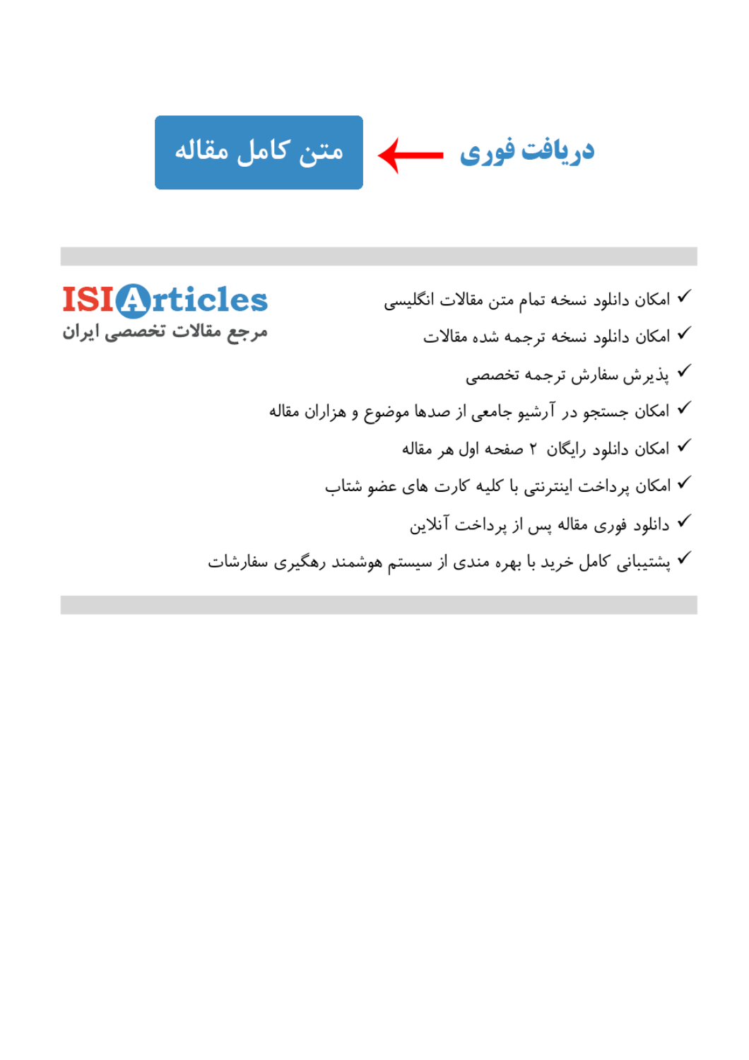دریافت فوری ← متن کامل مقاله

**ISIArticles**
مرجع مقالات تخصصی ایران

- ✓ امکان دانلود نسخه تمام متن مقالات انگلیسی
- ✓ امکان دانلود نسخه ترجمه شده مقالات
- ✓ پذیرش سفارش ترجمه تخصصی
- ✓ امکان جستجو در آرشیو جامعی از صدها موضوع و هزاران مقاله
- ✓ امکان دانلود رایگان ۲ صفحه اول هر مقاله
- ✓ امکان پرداخت اینترنتی با کلیه کارت های عضو شتاب
- ✓ دانلود فوری مقاله پس از پرداخت آنلاین
- ✓ پشتیبانی کامل خرید با بهره مندی از سیستم هوشمند رهگیری سفارشات